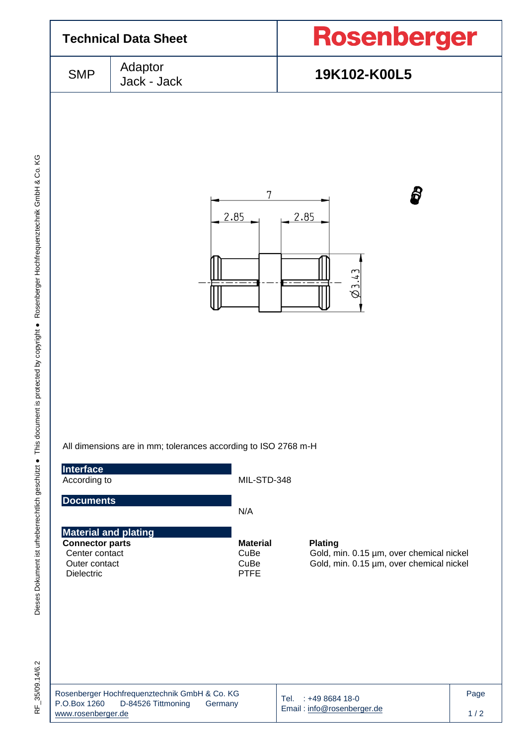# Technical Data Sheet

**Rosenberger**

| SMP | Adaptor Jack - Jack | **19K102-K00L5** |
|---|---|---|

7

2.85 2.85

Ø3.43

All dimensions are in mm; tolerances according to ISO 2768 m-H

## Interface

| | |
|---|---|
| According to | MIL-STD-348 |

## Documents

N/A

## Material and plating

| **Connector parts** | **Material** | **Plating** |
|---|---|---|
| Center contact | CuBe | Gold, min. 0.15 µm, over chemical nickel |
| Outer contact | CuBe | Gold, min. 0.15 µm, over chemical nickel |
| Dielectric | PTFE | |

Rosenberger Hochfrequenztechnik GmbH & Co. KG
P.O.Box 1260 D-84526 Tittmoning Germany
www.rosenberger.de

Tel. : +49 8684 18-0
Email : info@rosenberger.de

Dieses Dokument ist urheberrechtlich geschützt ● This document is protected by copyright ● Rosenberger Hochfrequenztechnik GmbH & Co. KG

RF_35/09.14/6.2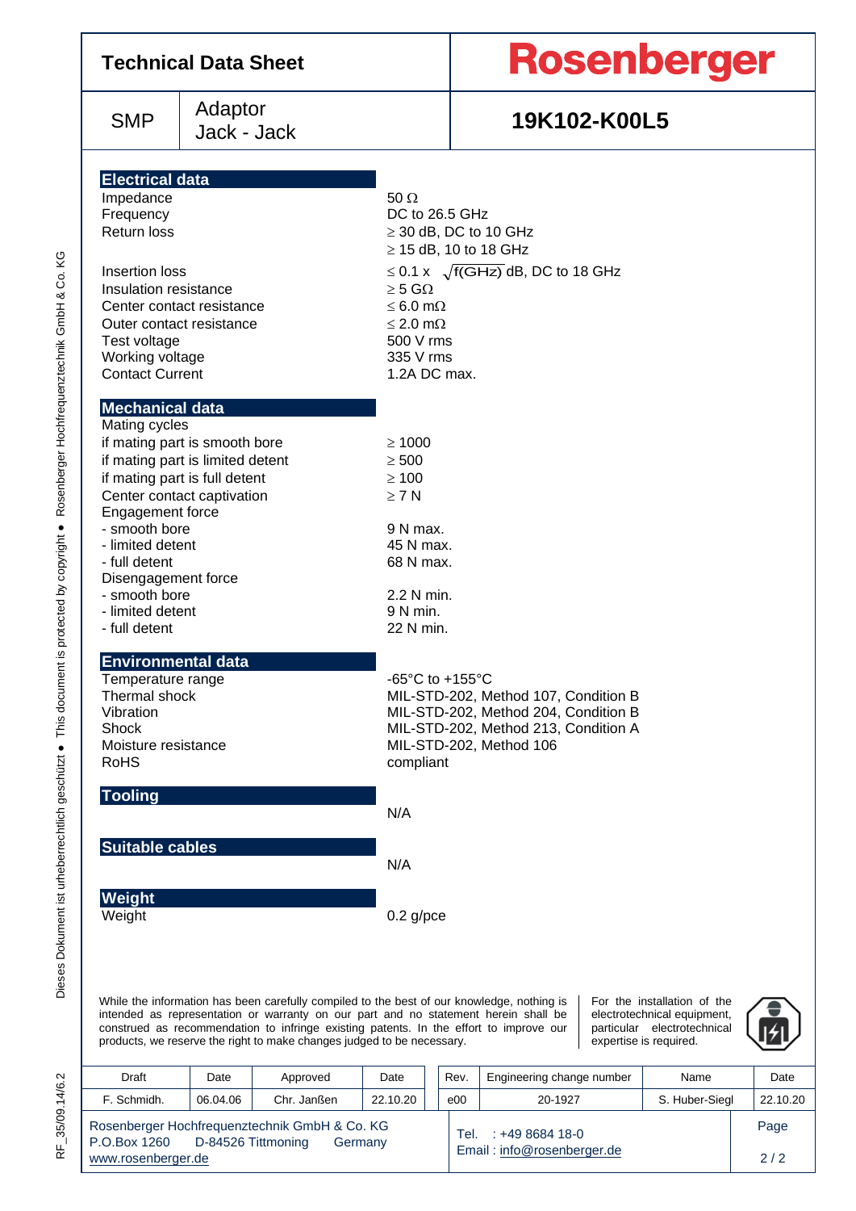# Technical Data Sheet

**Rosenberger**

| SMP | Adaptor Jack - Jack | 19K102-K00L5 |
|---|---|---|

## Electrical data

| | |
|---|---|
| Impedance | 50 Ω |
| Frequency | DC to 26.5 GHz |
| Return loss | ≥ 30 dB, DC to 10 GHz |
| | ≥ 15 dB, 10 to 18 GHz |
| Insertion loss | ≤ 0.1 x $\sqrt{f(GHz)}$ dB, DC to 18 GHz |
| Insulation resistance | ≥ 5 GΩ |
| Center contact resistance | ≤ 6.0 mΩ |
| Outer contact resistance | ≤ 2.0 mΩ |
| Test voltage | 500 V rms |
| Working voltage | 335 V rms |
| Contact Current | 1.2A DC max. |

## Mechanical data

| | |
|---|---|
| Mating cycles | |
| if mating part is smooth bore | ≥ 1000 |
| if mating part is limited detent | ≥ 500 |
| if mating part is full detent | ≥ 100 |
| Center contact captivation | ≥ 7 N |
| Engagement force | |
| - smooth bore | 9 N max. |
| - limited detent | 45 N max. |
| - full detent | 68 N max. |
| Disengagement force | |
| - smooth bore | 2.2 N min. |
| - limited detent | 9 N min. |
| - full detent | 22 N min. |

## Environmental data

| | |
|---|---|
| Temperature range | -65°C to +155°C |
| Thermal shock | MIL-STD-202, Method 107, Condition B |
| Vibration | MIL-STD-202, Method 204, Condition B |
| Shock | MIL-STD-202, Method 213, Condition A |
| Moisture resistance | MIL-STD-202, Method 106 |
| RoHS | compliant |

## Tooling

N/A

## Suitable cables

N/A

## Weight

| | |
|---|---|
| Weight | 0.2 g/pce |

While the information has been carefully compiled to the best of our knowledge, nothing is intended as representation or warranty on our part and no statement herein shall be construed as recommendation to infringe existing patents. In the effort to improve our products, we reserve the right to make changes judged to be necessary.

For the installation of the electrotechnical equipment, particular electrotechnical expertise is required.

| Draft | Date | Approved | Date | Rev. | Engineering change number | Name | Date |
|---|---|---|---|---|---|---|---|
| F. Schmidh. | 06.04.06 | Chr. Janßen | 22.10.20 | e00 | 20-1927 | S. Huber-Siegl | 22.10.20 |

Rosenberger Hochfrequenztechnik GmbH & Co. KG
P.O.Box 1260 D-84526 Tittmoning Germany
www.rosenberger.de

Tel. : +49 8684 18-0
Email : info@rosenberger.de

RF_35/09.14/6.2

Dieses Dokument ist urheberrechtlich geschützt ● This document is protected by copyright ● Rosenberger Hochfrequenztechnik GmbH & Co. KG